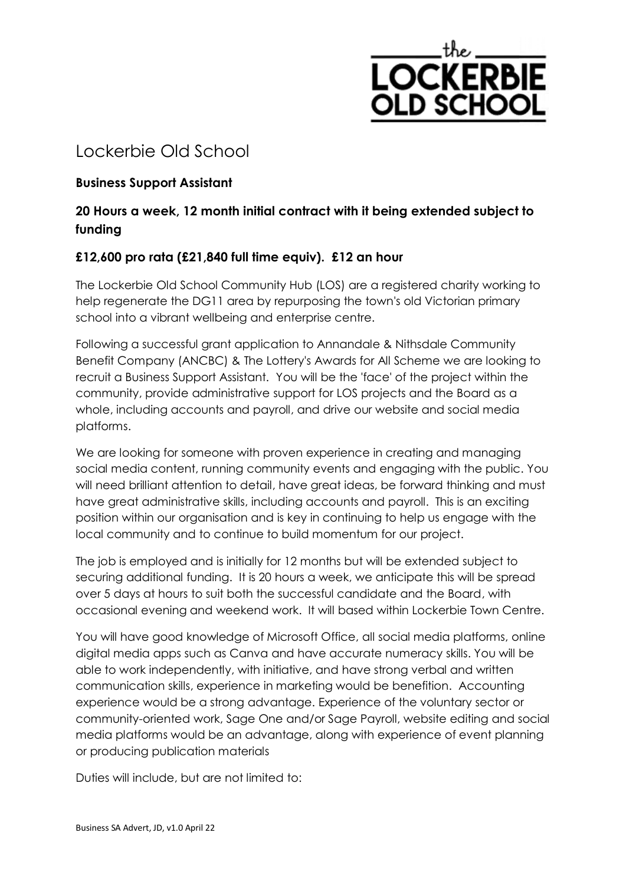# Lockerbie Old School

**Business Support Assistant**

**20 Hours a week, 12 month initial contract with it being extended subject to funding**

**£12,600 pro rata (£21,840 full time equiv). £12 an hour**

The Lockerbie Old School Community Hub (LOS) are a registered charity working to help regenerate the DG11 area by repurposing the town's old Victorian primary school into a vibrant wellbeing and enterprise centre.

Following a successful grant application to Annandale & Nithsdale Community Benefit Company (ANCBC) & The Lottery's Awards for All Scheme we are looking to recruit a Business Support Assistant. You will be the 'face' of the project within the community, provide administrative support for LOS projects and the Board as a whole, including accounts and payroll, and drive our website and social media platforms.

We are looking for someone with proven experience in creating and managing social media content, running community events and engaging with the public. You will need brilliant attention to detail, have great ideas, be forward thinking and must have great administrative skills, including accounts and payroll. This is an exciting position within our organisation and is key in continuing to help us engage with the local community and to continue to build momentum for our project.

The job is employed and is initially for 12 months but will be extended subject to securing additional funding. It is 20 hours a week, we anticipate this will be spread over 5 days at hours to suit both the successful candidate and the Board, with occasional evening and weekend work. It will based within Lockerbie Town Centre.

You will have good knowledge of Microsoft Office, all social media platforms, online digital media apps such as Canva and have accurate numeracy skills. You will be able to work independently, with initiative, and have strong verbal and written communication skills, experience in marketing would be benefition. Accounting experience would be a strong advantage. Experience of the voluntary sector or community-oriented work, Sage One and/or Sage Payroll, website editing and social media platforms would be an advantage, along with experience of event planning or producing publication materials

Duties will include, but are not limited to: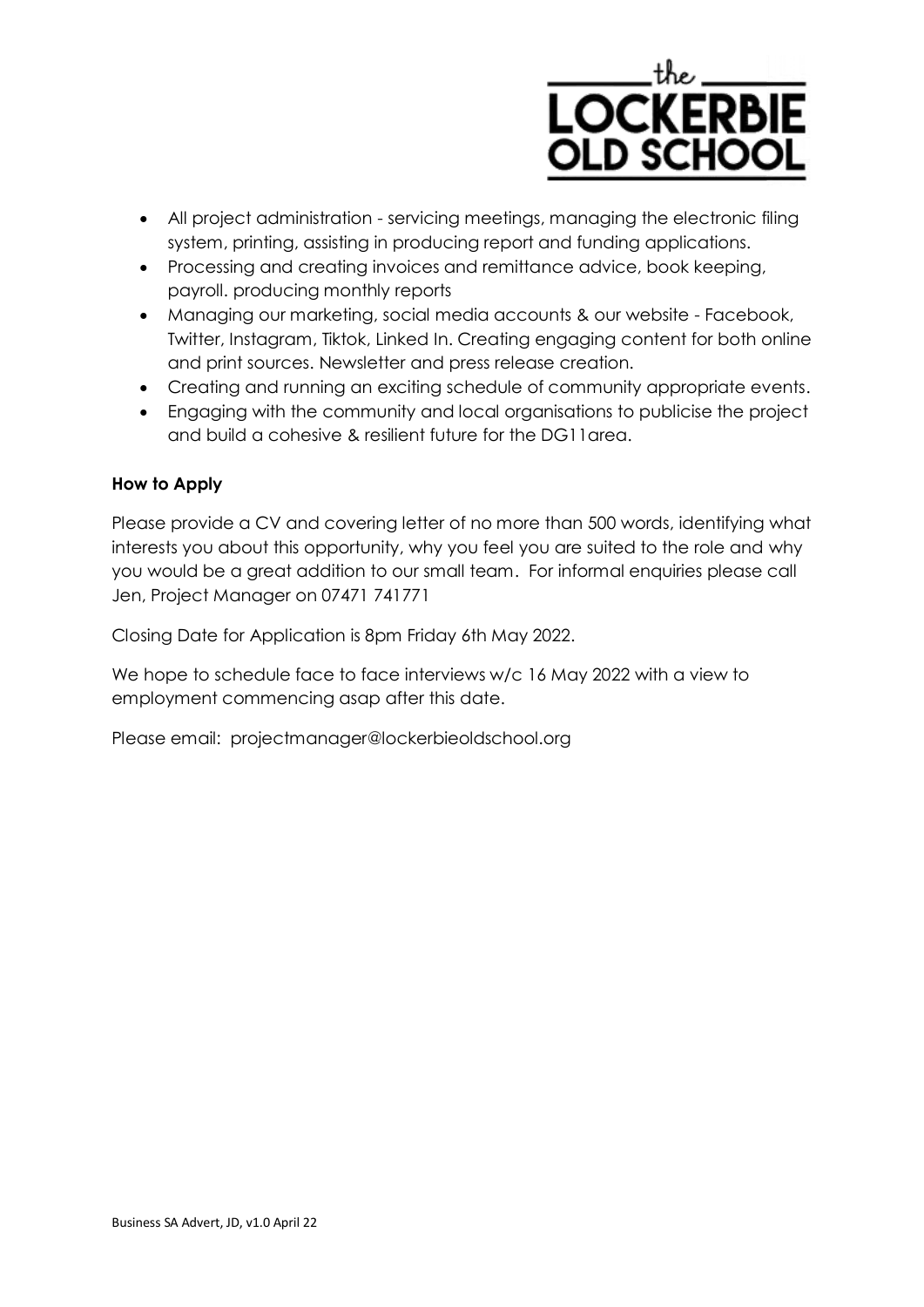- All project administration - servicing meetings, managing the electronic filing system, printing, assisting in producing report and funding applications.
- Processing and creating invoices and remittance advice, book keeping, payroll. producing monthly reports
- Managing our marketing, social media accounts & our website - Facebook, Twitter, Instagram, Tiktok, Linked In. Creating engaging content for both online and print sources. Newsletter and press release creation.
- Creating and running an exciting schedule of community appropriate events.
- Engaging with the community and local organisations to publicise the project and build a cohesive & resilient future for the DG11area.

**How to Apply**

Please provide a CV and covering letter of no more than 500 words, identifying what interests you about this opportunity, why you feel you are suited to the role and why you would be a great addition to our small team. For informal enquiries please call Jen, Project Manager on 07471 741771

Closing Date for Application is 8pm Friday 6th May 2022.

We hope to schedule face to face interviews w/c 16 May 2022 with a view to employment commencing asap after this date.

Please email: projectmanager@lockerbieoldschool.org